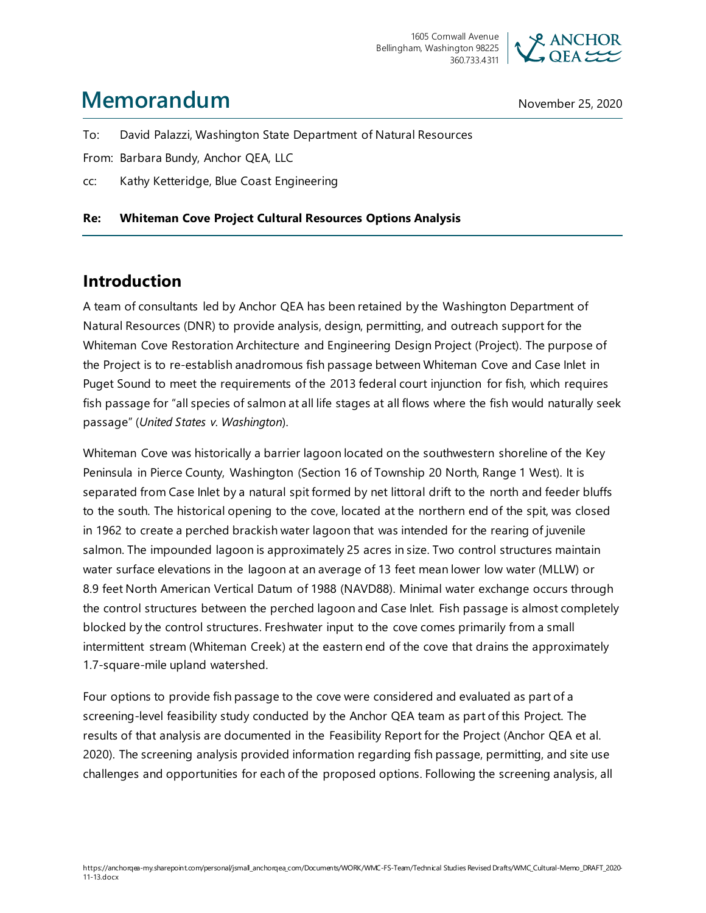1605 Cornwall Avenue
Bellingham, Washington 98225
360.733.4311

# Memorandum

November 25, 2020

To: David Palazzi, Washington State Department of Natural Resources

From: Barbara Bundy, Anchor QEA, LLC

cc: Kathy Ketteridge, Blue Coast Engineering

**Re: Whiteman Cove Project Cultural Resources Options Analysis**

## Introduction

A team of consultants led by Anchor QEA has been retained by the Washington Department of Natural Resources (DNR) to provide analysis, design, permitting, and outreach support for the Whiteman Cove Restoration Architecture and Engineering Design Project (Project). The purpose of the Project is to re-establish anadromous fish passage between Whiteman Cove and Case Inlet in Puget Sound to meet the requirements of the 2013 federal court injunction for fish, which requires fish passage for "all species of salmon at all life stages at all flows where the fish would naturally seek passage" (*United States v. Washington*).

Whiteman Cove was historically a barrier lagoon located on the southwestern shoreline of the Key Peninsula in Pierce County, Washington (Section 16 of Township 20 North, Range 1 West). It is separated from Case Inlet by a natural spit formed by net littoral drift to the north and feeder bluffs to the south. The historical opening to the cove, located at the northern end of the spit, was closed in 1962 to create a perched brackish water lagoon that was intended for the rearing of juvenile salmon. The impounded lagoon is approximately 25 acres in size. Two control structures maintain water surface elevations in the lagoon at an average of 13 feet mean lower low water (MLLW) or 8.9 feet North American Vertical Datum of 1988 (NAVD88). Minimal water exchange occurs through the control structures between the perched lagoon and Case Inlet. Fish passage is almost completely blocked by the control structures. Freshwater input to the cove comes primarily from a small intermittent stream (Whiteman Creek) at the eastern end of the cove that drains the approximately 1.7-square-mile upland watershed.

Four options to provide fish passage to the cove were considered and evaluated as part of a screening-level feasibility study conducted by the Anchor QEA team as part of this Project. The results of that analysis are documented in the Feasibility Report for the Project (Anchor QEA et al. 2020). The screening analysis provided information regarding fish passage, permitting, and site use challenges and opportunities for each of the proposed options. Following the screening analysis, all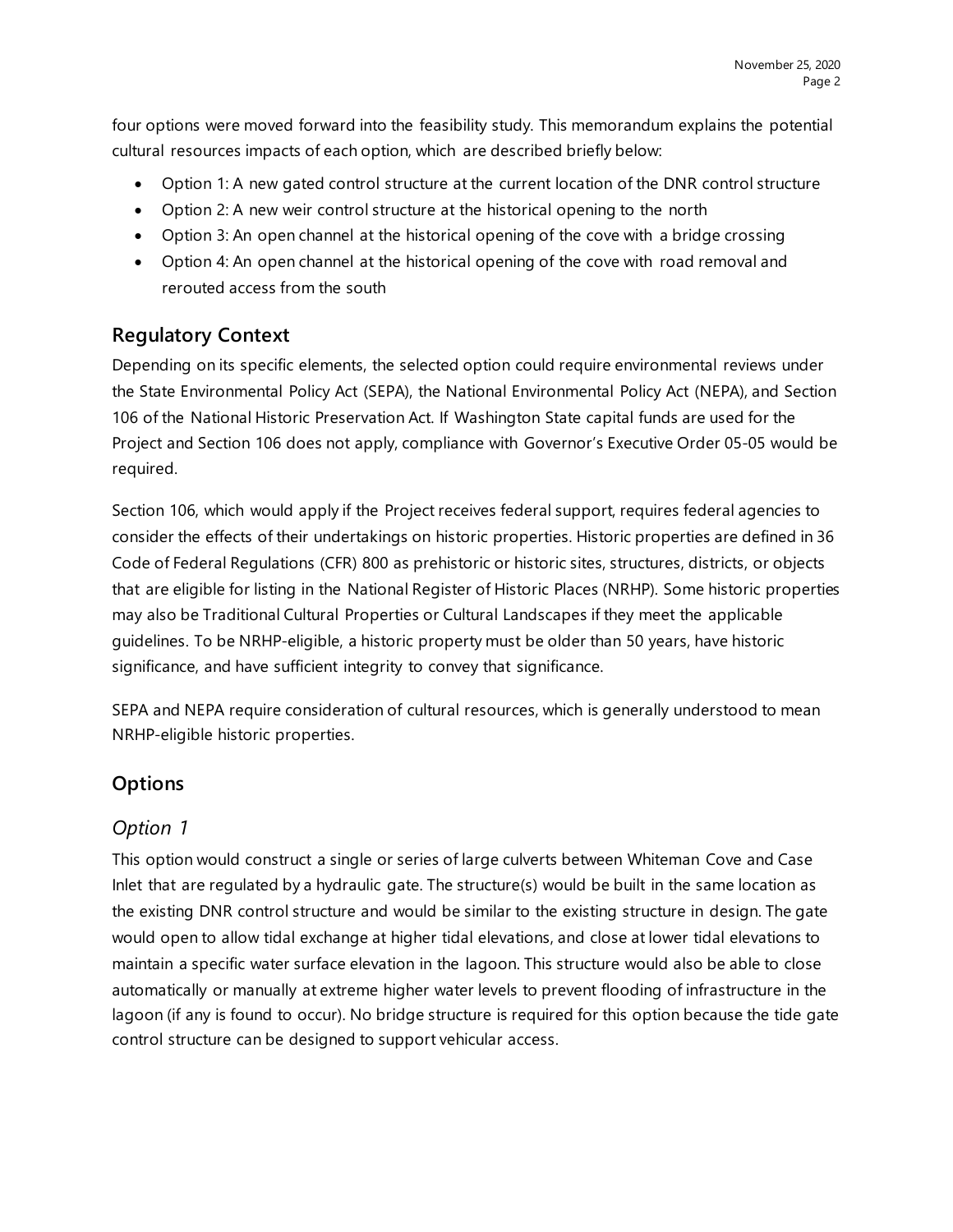four options were moved forward into the feasibility study. This memorandum explains the potential cultural resources impacts of each option, which are described briefly below:

- Option 1: A new gated control structure at the current location of the DNR control structure
- Option 2: A new weir control structure at the historical opening to the north
- Option 3: An open channel at the historical opening of the cove with a bridge crossing
- Option 4: An open channel at the historical opening of the cove with road removal and rerouted access from the south

## Regulatory Context

Depending on its specific elements, the selected option could require environmental reviews under the State Environmental Policy Act (SEPA), the National Environmental Policy Act (NEPA), and Section 106 of the National Historic Preservation Act. If Washington State capital funds are used for the Project and Section 106 does not apply, compliance with Governor's Executive Order 05-05 would be required.

Section 106, which would apply if the Project receives federal support, requires federal agencies to consider the effects of their undertakings on historic properties. Historic properties are defined in 36 Code of Federal Regulations (CFR) 800 as prehistoric or historic sites, structures, districts, or objects that are eligible for listing in the National Register of Historic Places (NRHP). Some historic properties may also be Traditional Cultural Properties or Cultural Landscapes if they meet the applicable guidelines. To be NRHP-eligible, a historic property must be older than 50 years, have historic significance, and have sufficient integrity to convey that significance.

SEPA and NEPA require consideration of cultural resources, which is generally understood to mean NRHP-eligible historic properties.

## Options

### *Option 1*

This option would construct a single or series of large culverts between Whiteman Cove and Case Inlet that are regulated by a hydraulic gate. The structure(s) would be built in the same location as the existing DNR control structure and would be similar to the existing structure in design. The gate would open to allow tidal exchange at higher tidal elevations, and close at lower tidal elevations to maintain a specific water surface elevation in the lagoon. This structure would also be able to close automatically or manually at extreme higher water levels to prevent flooding of infrastructure in the lagoon (if any is found to occur). No bridge structure is required for this option because the tide gate control structure can be designed to support vehicular access.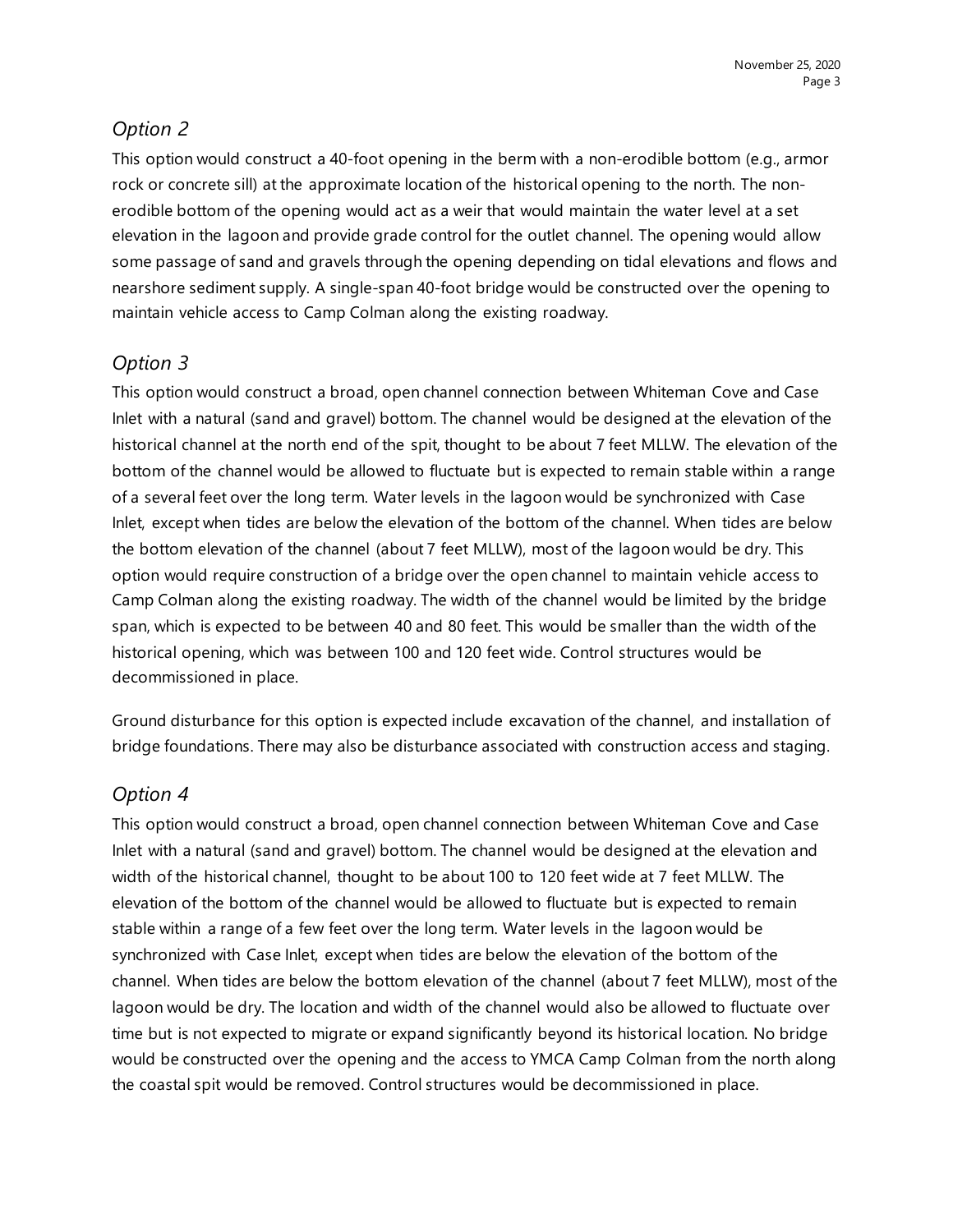## *Option 2*

This option would construct a 40-foot opening in the berm with a non-erodible bottom (e.g., armor rock or concrete sill) at the approximate location of the historical opening to the north. The non-erodible bottom of the opening would act as a weir that would maintain the water level at a set elevation in the lagoon and provide grade control for the outlet channel. The opening would allow some passage of sand and gravels through the opening depending on tidal elevations and flows and nearshore sediment supply. A single-span 40-foot bridge would be constructed over the opening to maintain vehicle access to Camp Colman along the existing roadway.

## *Option 3*

This option would construct a broad, open channel connection between Whiteman Cove and Case Inlet with a natural (sand and gravel) bottom. The channel would be designed at the elevation of the historical channel at the north end of the spit, thought to be about 7 feet MLLW. The elevation of the bottom of the channel would be allowed to fluctuate but is expected to remain stable within a range of a several feet over the long term. Water levels in the lagoon would be synchronized with Case Inlet, except when tides are below the elevation of the bottom of the channel. When tides are below the bottom elevation of the channel (about 7 feet MLLW), most of the lagoon would be dry. This option would require construction of a bridge over the open channel to maintain vehicle access to Camp Colman along the existing roadway. The width of the channel would be limited by the bridge span, which is expected to be between 40 and 80 feet. This would be smaller than the width of the historical opening, which was between 100 and 120 feet wide. Control structures would be decommissioned in place.

Ground disturbance for this option is expected include excavation of the channel, and installation of bridge foundations. There may also be disturbance associated with construction access and staging.

## *Option 4*

This option would construct a broad, open channel connection between Whiteman Cove and Case Inlet with a natural (sand and gravel) bottom. The channel would be designed at the elevation and width of the historical channel, thought to be about 100 to 120 feet wide at 7 feet MLLW. The elevation of the bottom of the channel would be allowed to fluctuate but is expected to remain stable within a range of a few feet over the long term. Water levels in the lagoon would be synchronized with Case Inlet, except when tides are below the elevation of the bottom of the channel. When tides are below the bottom elevation of the channel (about 7 feet MLLW), most of the lagoon would be dry. The location and width of the channel would also be allowed to fluctuate over time but is not expected to migrate or expand significantly beyond its historical location. No bridge would be constructed over the opening and the access to YMCA Camp Colman from the north along the coastal spit would be removed. Control structures would be decommissioned in place.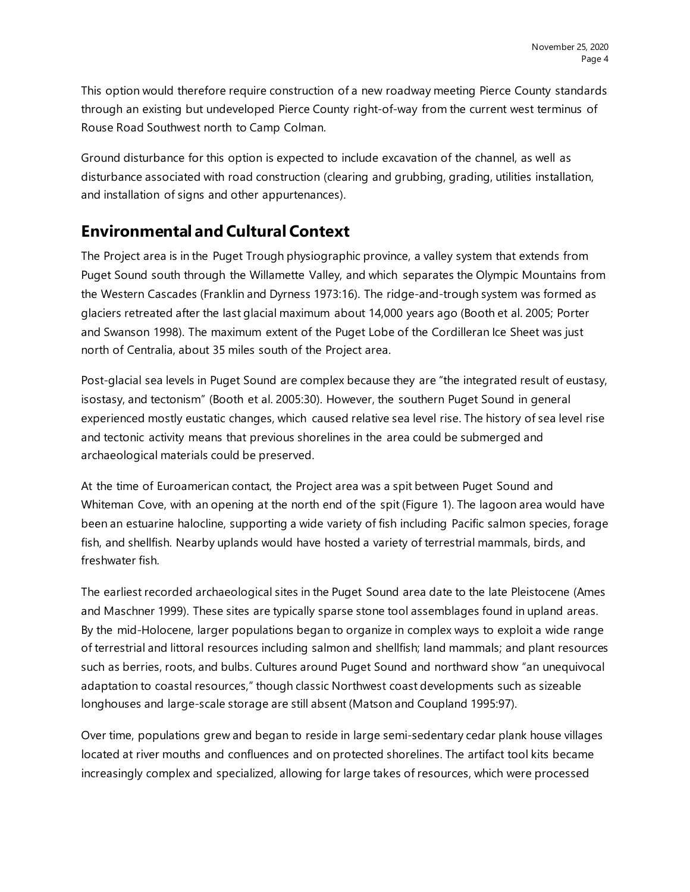This option would therefore require construction of a new roadway meeting Pierce County standards through an existing but undeveloped Pierce County right-of-way from the current west terminus of Rouse Road Southwest north to Camp Colman.

Ground disturbance for this option is expected to include excavation of the channel, as well as disturbance associated with road construction (clearing and grubbing, grading, utilities installation, and installation of signs and other appurtenances).

## Environmental and Cultural Context

The Project area is in the Puget Trough physiographic province, a valley system that extends from Puget Sound south through the Willamette Valley, and which separates the Olympic Mountains from the Western Cascades (Franklin and Dyrness 1973:16). The ridge-and-trough system was formed as glaciers retreated after the last glacial maximum about 14,000 years ago (Booth et al. 2005; Porter and Swanson 1998). The maximum extent of the Puget Lobe of the Cordilleran Ice Sheet was just north of Centralia, about 35 miles south of the Project area.

Post-glacial sea levels in Puget Sound are complex because they are "the integrated result of eustasy, isostasy, and tectonism" (Booth et al. 2005:30). However, the southern Puget Sound in general experienced mostly eustatic changes, which caused relative sea level rise. The history of sea level rise and tectonic activity means that previous shorelines in the area could be submerged and archaeological materials could be preserved.

At the time of Euroamerican contact, the Project area was a spit between Puget Sound and Whiteman Cove, with an opening at the north end of the spit (Figure 1). The lagoon area would have been an estuarine halocline, supporting a wide variety of fish including Pacific salmon species, forage fish, and shellfish. Nearby uplands would have hosted a variety of terrestrial mammals, birds, and freshwater fish.

The earliest recorded archaeological sites in the Puget Sound area date to the late Pleistocene (Ames and Maschner 1999). These sites are typically sparse stone tool assemblages found in upland areas. By the mid-Holocene, larger populations began to organize in complex ways to exploit a wide range of terrestrial and littoral resources including salmon and shellfish; land mammals; and plant resources such as berries, roots, and bulbs. Cultures around Puget Sound and northward show "an unequivocal adaptation to coastal resources," though classic Northwest coast developments such as sizeable longhouses and large-scale storage are still absent (Matson and Coupland 1995:97).

Over time, populations grew and began to reside in large semi-sedentary cedar plank house villages located at river mouths and confluences and on protected shorelines. The artifact tool kits became increasingly complex and specialized, allowing for large takes of resources, which were processed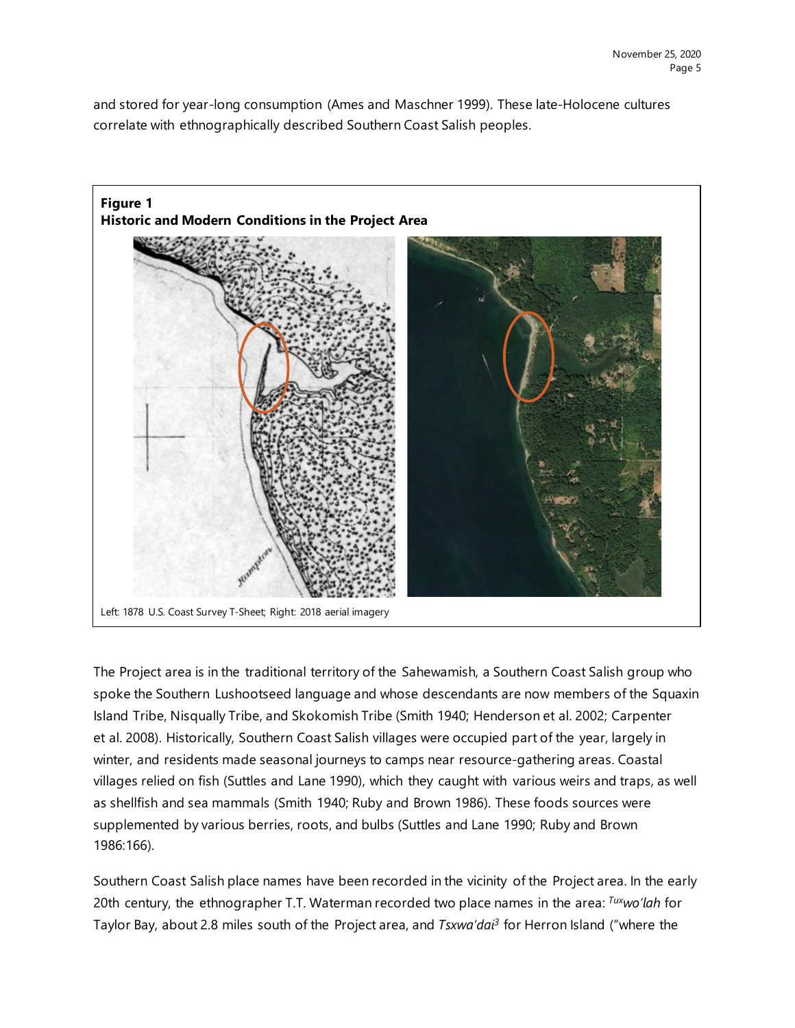and stored for year-long consumption (Ames and Maschner 1999). These late-Holocene cultures correlate with ethnographically described Southern Coast Salish peoples.

**Figure 1**
**Historic and Modern Conditions in the Project Area**

Left: 1878 U.S. Coast Survey T-Sheet; Right: 2018 aerial imagery

The Project area is in the traditional territory of the Sahewamish, a Southern Coast Salish group who spoke the Southern Lushootseed language and whose descendants are now members of the Squaxin Island Tribe, Nisqually Tribe, and Skokomish Tribe (Smith 1940; Henderson et al. 2002; Carpenter et al. 2008). Historically, Southern Coast Salish villages were occupied part of the year, largely in winter, and residents made seasonal journeys to camps near resource-gathering areas. Coastal villages relied on fish (Suttles and Lane 1990), which they caught with various weirs and traps, as well as shellfish and sea mammals (Smith 1940; Ruby and Brown 1986). These foods sources were supplemented by various berries, roots, and bulbs (Suttles and Lane 1990; Ruby and Brown 1986:166).

Southern Coast Salish place names have been recorded in the vicinity of the Project area. In the early 20th century, the ethnographer T.T. Waterman recorded two place names in the area: *ᵀᵘˣwo'lah* for Taylor Bay, about 2.8 miles south of the Project area, and *Tsxwa'dai*[3] for Herron Island ("where the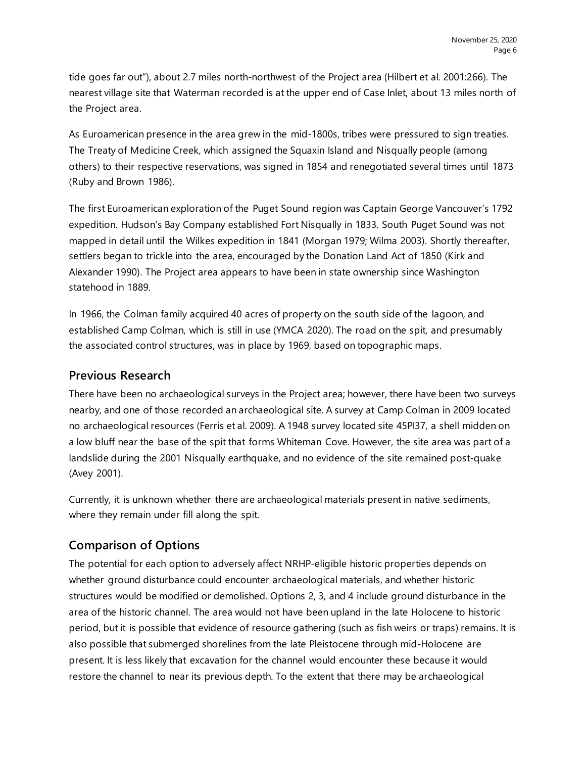tide goes far out"), about 2.7 miles north-northwest of the Project area (Hilbert et al. 2001:266). The nearest village site that Waterman recorded is at the upper end of Case Inlet, about 13 miles north of the Project area.

As Euroamerican presence in the area grew in the mid-1800s, tribes were pressured to sign treaties. The Treaty of Medicine Creek, which assigned the Squaxin Island and Nisqually people (among others) to their respective reservations, was signed in 1854 and renegotiated several times until 1873 (Ruby and Brown 1986).

The first Euroamerican exploration of the Puget Sound region was Captain George Vancouver's 1792 expedition. Hudson's Bay Company established Fort Nisqually in 1833. South Puget Sound was not mapped in detail until the Wilkes expedition in 1841 (Morgan 1979; Wilma 2003). Shortly thereafter, settlers began to trickle into the area, encouraged by the Donation Land Act of 1850 (Kirk and Alexander 1990). The Project area appears to have been in state ownership since Washington statehood in 1889.

In 1966, the Colman family acquired 40 acres of property on the south side of the lagoon, and established Camp Colman, which is still in use (YMCA 2020). The road on the spit, and presumably the associated control structures, was in place by 1969, based on topographic maps.

## Previous Research

There have been no archaeological surveys in the Project area; however, there have been two surveys nearby, and one of those recorded an archaeological site. A survey at Camp Colman in 2009 located no archaeological resources (Ferris et al. 2009). A 1948 survey located site 45PI37, a shell midden on a low bluff near the base of the spit that forms Whiteman Cove. However, the site area was part of a landslide during the 2001 Nisqually earthquake, and no evidence of the site remained post-quake (Avey 2001).

Currently, it is unknown whether there are archaeological materials present in native sediments, where they remain under fill along the spit.

## Comparison of Options

The potential for each option to adversely affect NRHP-eligible historic properties depends on whether ground disturbance could encounter archaeological materials, and whether historic structures would be modified or demolished. Options 2, 3, and 4 include ground disturbance in the area of the historic channel. The area would not have been upland in the late Holocene to historic period, but it is possible that evidence of resource gathering (such as fish weirs or traps) remains. It is also possible that submerged shorelines from the late Pleistocene through mid-Holocene are present. It is less likely that excavation for the channel would encounter these because it would restore the channel to near its previous depth. To the extent that there may be archaeological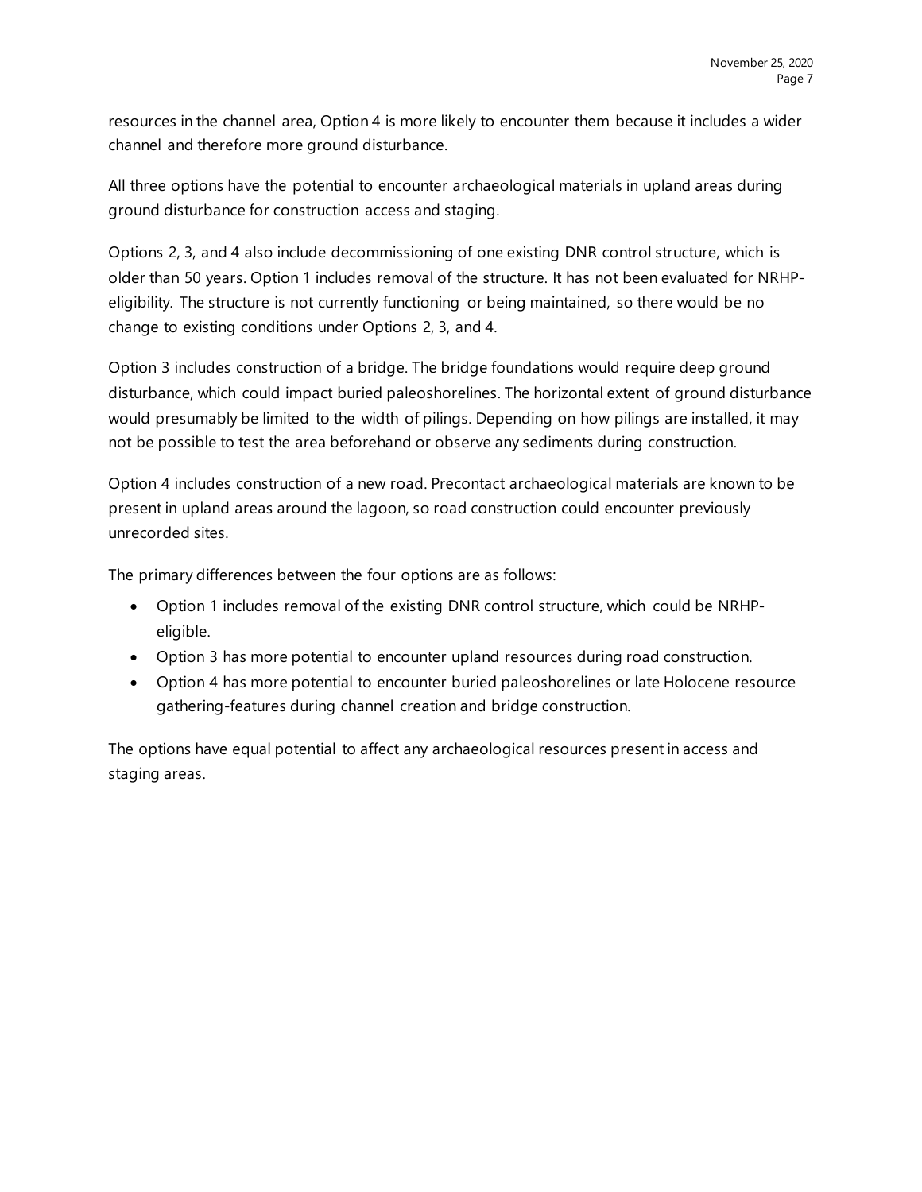resources in the channel area, Option 4 is more likely to encounter them because it includes a wider channel and therefore more ground disturbance.

All three options have the potential to encounter archaeological materials in upland areas during ground disturbance for construction access and staging.

Options 2, 3, and 4 also include decommissioning of one existing DNR control structure, which is older than 50 years. Option 1 includes removal of the structure. It has not been evaluated for NRHP-eligibility. The structure is not currently functioning or being maintained, so there would be no change to existing conditions under Options 2, 3, and 4.

Option 3 includes construction of a bridge. The bridge foundations would require deep ground disturbance, which could impact buried paleoshorelines. The horizontal extent of ground disturbance would presumably be limited to the width of pilings. Depending on how pilings are installed, it may not be possible to test the area beforehand or observe any sediments during construction.

Option 4 includes construction of a new road. Precontact archaeological materials are known to be present in upland areas around the lagoon, so road construction could encounter previously unrecorded sites.

The primary differences between the four options are as follows:

- Option 1 includes removal of the existing DNR control structure, which could be NRHP-eligible.
- Option 3 has more potential to encounter upland resources during road construction.
- Option 4 has more potential to encounter buried paleoshorelines or late Holocene resource gathering-features during channel creation and bridge construction.

The options have equal potential to affect any archaeological resources present in access and staging areas.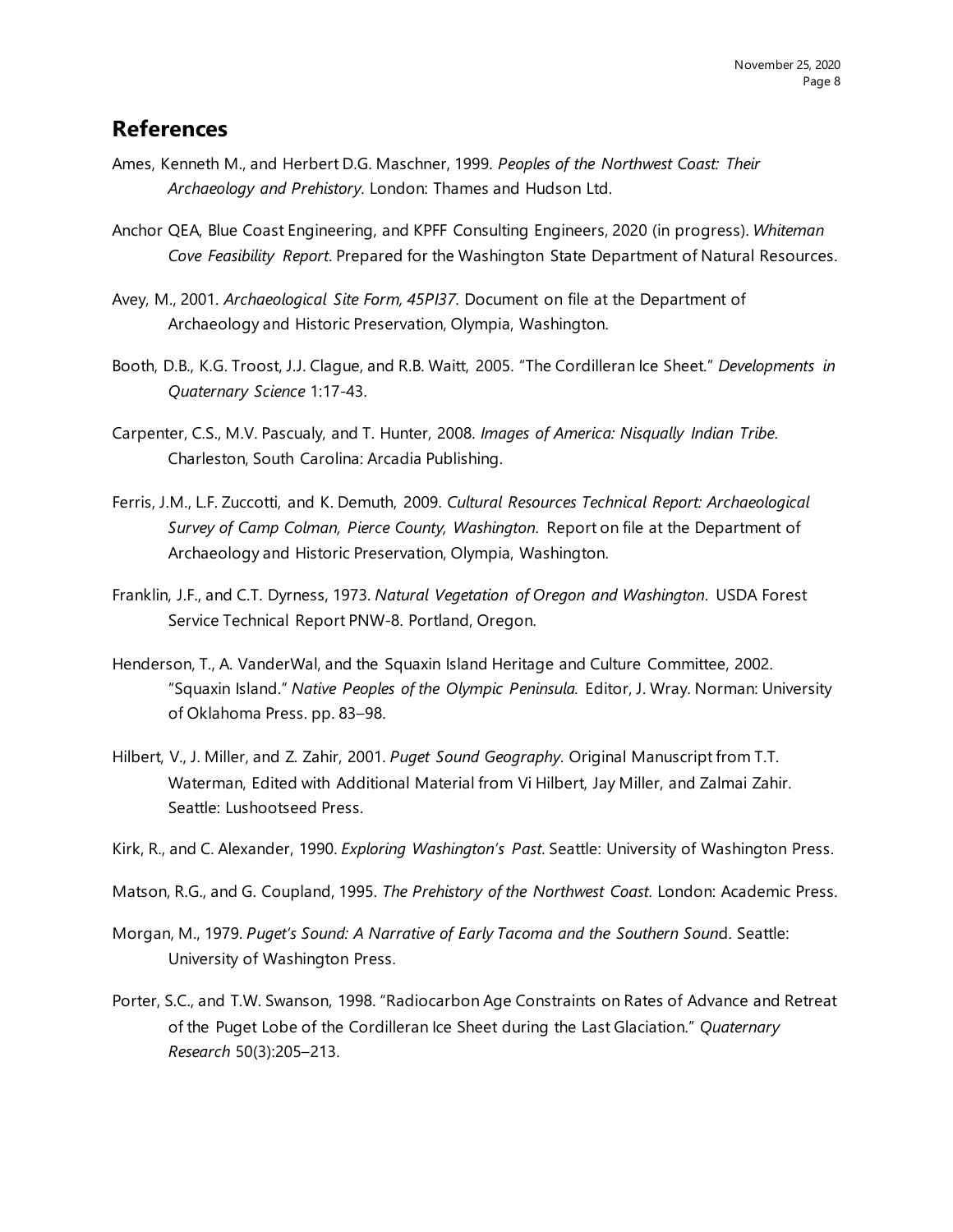## References

Ames, Kenneth M., and Herbert D.G. Maschner, 1999. *Peoples of the Northwest Coast: Their Archaeology and Prehistory*. London: Thames and Hudson Ltd.

Anchor QEA, Blue Coast Engineering, and KPFF Consulting Engineers, 2020 (in progress). *Whiteman Cove Feasibility Report*. Prepared for the Washington State Department of Natural Resources.

Avey, M., 2001. *Archaeological Site Form, 45PI37*. Document on file at the Department of Archaeology and Historic Preservation, Olympia, Washington.

Booth, D.B., K.G. Troost, J.J. Clague, and R.B. Waitt, 2005. "The Cordilleran Ice Sheet." *Developments in Quaternary Science* 1:17-43.

Carpenter, C.S., M.V. Pascualy, and T. Hunter, 2008. *Images of America: Nisqually Indian Tribe*. Charleston, South Carolina: Arcadia Publishing.

Ferris, J.M., L.F. Zuccotti, and K. Demuth, 2009. *Cultural Resources Technical Report: Archaeological Survey of Camp Colman, Pierce County, Washington*. Report on file at the Department of Archaeology and Historic Preservation, Olympia, Washington.

Franklin, J.F., and C.T. Dyrness, 1973. *Natural Vegetation of Oregon and Washington*. USDA Forest Service Technical Report PNW-8. Portland, Oregon.

Henderson, T., A. VanderWal, and the Squaxin Island Heritage and Culture Committee, 2002. "Squaxin Island." *Native Peoples of the Olympic Peninsula*. Editor, J. Wray. Norman: University of Oklahoma Press. pp. 83–98.

Hilbert, V., J. Miller, and Z. Zahir, 2001. *Puget Sound Geography*. Original Manuscript from T.T. Waterman, Edited with Additional Material from Vi Hilbert, Jay Miller, and Zalmai Zahir. Seattle: Lushootseed Press.

Kirk, R., and C. Alexander, 1990. *Exploring Washington's Past*. Seattle: University of Washington Press.

Matson, R.G., and G. Coupland, 1995. *The Prehistory of the Northwest Coast*. London: Academic Press.

Morgan, M., 1979. *Puget's Sound: A Narrative of Early Tacoma and the Southern Soun*d. Seattle: University of Washington Press.

Porter, S.C., and T.W. Swanson, 1998. "Radiocarbon Age Constraints on Rates of Advance and Retreat of the Puget Lobe of the Cordilleran Ice Sheet during the Last Glaciation." *Quaternary Research* 50(3):205–213.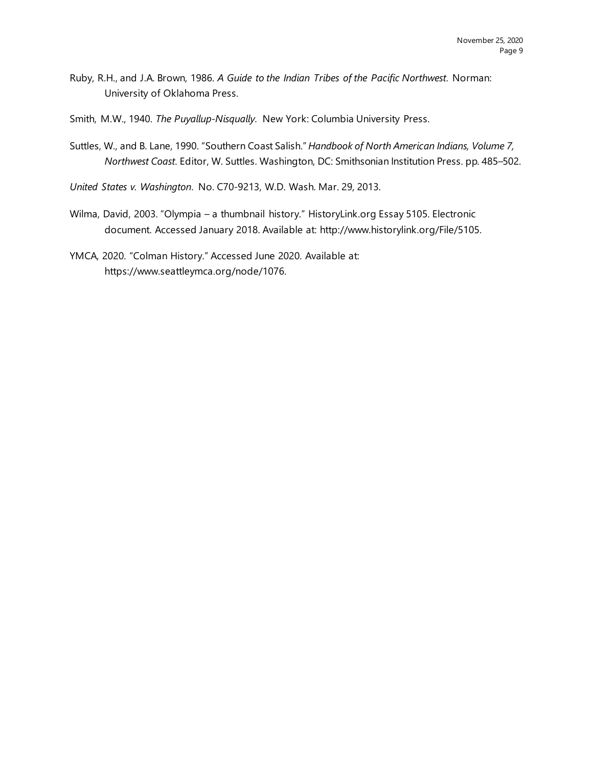Ruby, R.H., and J.A. Brown, 1986. *A Guide to the Indian Tribes of the Pacific Northwest.* Norman: University of Oklahoma Press.

Smith, M.W., 1940. *The Puyallup-Nisqually*. New York: Columbia University Press.

Suttles, W., and B. Lane, 1990. "Southern Coast Salish." *Handbook of North American Indians, Volume 7, Northwest Coast*. Editor, W. Suttles. Washington, DC: Smithsonian Institution Press. pp. 485–502.

*United States v. Washington*. No. C70-9213, W.D. Wash. Mar. 29, 2013.

Wilma, David, 2003. "Olympia – a thumbnail history." HistoryLink.org Essay 5105. Electronic document. Accessed January 2018. Available at: http://www.historylink.org/File/5105.

YMCA, 2020. "Colman History." Accessed June 2020. Available at: https://www.seattleymca.org/node/1076.